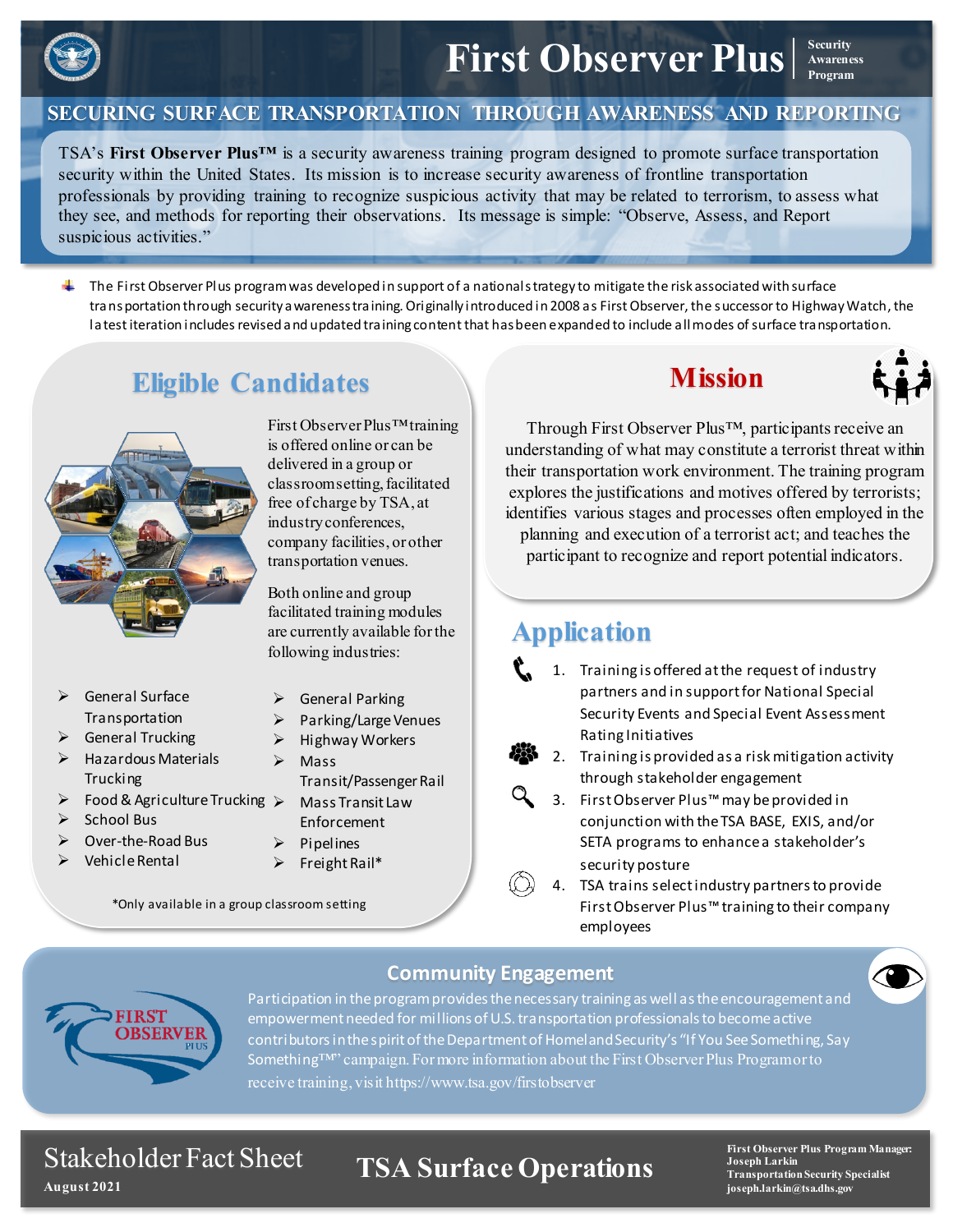# First Observer Plus

Security Awareness Program

## SECURING SURFACE TRANSPORTATION THROUGH AWARENESS AND REPORTING

TSA's **First Observer Plus™** is a security awareness training program designed to promote surface transportation security within the United States. Its mission is to increase security awareness of frontline transportation professionals by providing training to recognize suspicious activity that may be related to terrorism, to assess what they see, and methods for reporting their observations. Its message is simple: "Observe, Assess, and Report suspicious activities."

- The First Observer Plus program was developed in support of a national strategy to mitigate the risk associated with surface transportation through security awareness training. Originally introduced in 2008 as First Observer, the successor to Highway Watch, the latest iteration includes revised and updated training content that has been expanded to include all modes of surface transportation.

## Eligible Candidates

First Observer Plus™ training is offered online or can be delivered in a group or classroom setting, facilitated free of charge by TSA, at industry conferences, company facilities, or other transportation venues.

Both online and group facilitated training modules are currently available for the following industries:

- General Surface Transportation
- General Trucking
- Hazardous Materials Trucking
- Food & Agriculture Trucking
- School Bus
- Over-the-Road Bus
- Vehicle Rental
- General Parking
- Parking/Large Venues
- Highway Workers
- Mass Transit/Passenger Rail
- Mass Transit Law Enforcement
- Pipelines
- Freight Rail*

*Only available in a group classroom setting

## Mission

Through First Observer Plus™, participants receive an understanding of what may constitute a terrorist threat within their transportation work environment. The training program explores the justifications and motives offered by terrorists; identifies various stages and processes often employed in the planning and execution of a terrorist act; and teaches the participant to recognize and report potential indicators.

## Application

1. Training is offered at the request of industry partners and in support for National Special Security Events and Special Event Assessment Rating Initiatives
2. Training is provided as a risk mitigation activity through stakeholder engagement
3. First Observer Plus™ may be provided in conjunction with the TSA BASE, EXIS, and/or SETA programs to enhance a stakeholder's security posture
4. TSA trains select industry partners to provide First Observer Plus™ training to their company employees

## Community Engagement

Participation in the program provides the necessary training as well as the encouragement and empowerment needed for millions of U.S. transportation professionals to become active contributors in the spirit of the Department of Homeland Security's "If You See Something, Say Something™" campaign. For more information about the First Observer Plus Program or to receive training, visit https://www.tsa.gov/firstobserver

Stakeholder Fact Sheet

August 2021

**TSA Surface Operations**

**First Observer Plus Program Manager:**
**Joseph Larkin**
**Transportation Security Specialist**
**joseph.larkin@tsa.dhs.gov**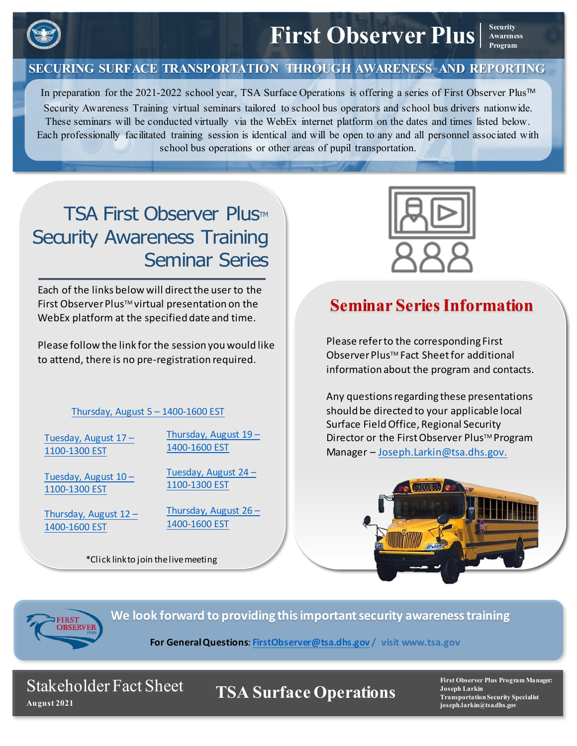# First Observer Plus

Security Awareness Program

## SECURING SURFACE TRANSPORTATION THROUGH AWARENESS AND REPORTING

In preparation for the 2021-2022 school year, TSA Surface Operations is offering a series of First Observer Plus™ Security Awareness Training virtual seminars tailored to school bus operators and school bus drivers nationwide. These seminars will be conducted virtually via the WebEx internet platform on the dates and times listed below. Each professionally facilitated training session is identical and will be open to any and all personnel associated with school bus operations or other areas of pupil transportation.

## TSA First Observer Plus™ Security Awareness Training Seminar Series

Each of the links below will direct the user to the First Observer Plus™ virtual presentation on the WebEx platform at the specified date and time.

Please follow the link for the session you would like to attend, there is no pre-registration required.

- Thursday, August 5 – 1400-1600 EST
- Tuesday, August 17 – 1100-1300 EST
- Thursday, August 19 – 1400-1600 EST
- Tuesday, August 10 – 1100-1300 EST
- Tuesday, August 24 – 1100-1300 EST
- Thursday, August 12 – 1400-1600 EST
- Thursday, August 26 – 1400-1600 EST

*Click link to join the live meeting

## Seminar Series Information

Please refer to the corresponding First Observer Plus™ Fact Sheet for additional information about the program and contacts.

Any questions regarding these presentations should be directed to your applicable local Surface Field Office, Regional Security Director or the First Observer Plus™ Program Manager – Joseph.Larkin@tsa.dhs.gov.

**We look forward to providing this important security awareness training**

**For General Questions**: FirstObserver@tsa.dhs.gov / visit www.tsa.gov

Stakeholder Fact Sheet

August 2021

**TSA Surface Operations**

First Observer Plus Program Manager:
Joseph Larkin
Transportation Security Specialist
joseph.larkin@tsa.dhs.gov